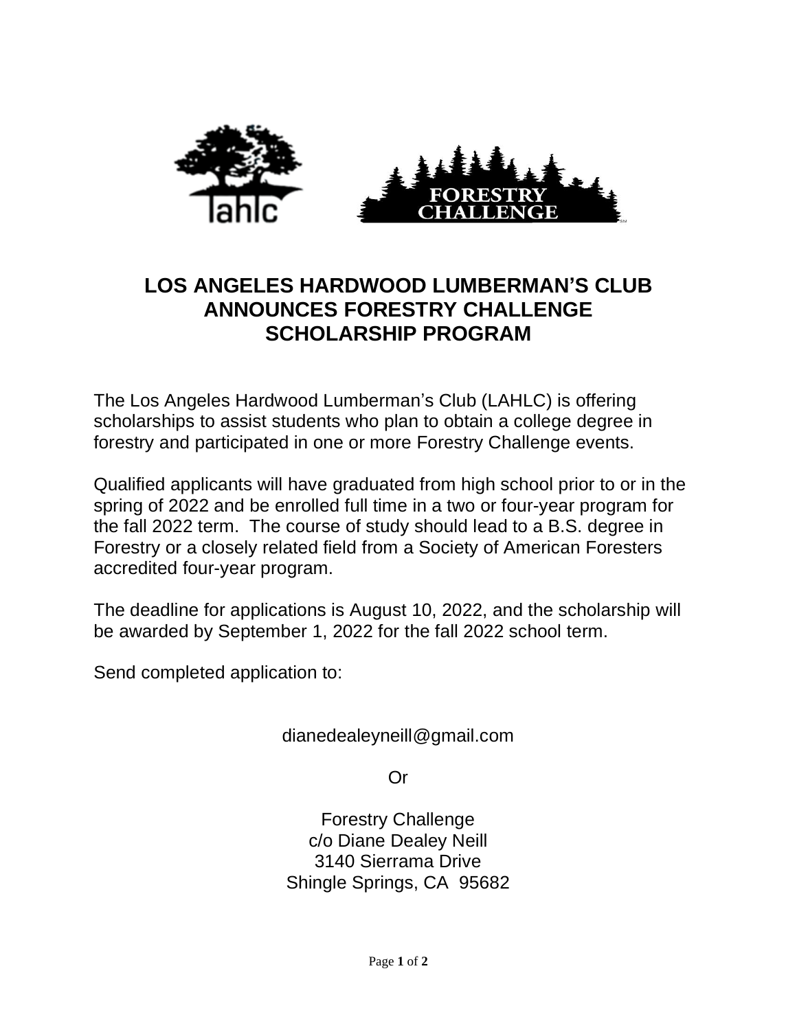# LOS ANGELES HARDWOOD LUMBERMAN'S CLUB ANNOUNCES FORESTRY CHALLENGE SCHOLARSHIP PROGRAM

The Los Angeles Hardwood Lumberman's Club (LAHLC) is offering scholarships to assist students who plan to obtain a college degree in forestry and participated in one or more Forestry Challenge events.

Qualified applicants will have graduated from high school prior to or in the spring of 2022 and be enrolled full time in a two or four-year program for the fall 2022 term. The course of study should lead to a B.S. degree in Forestry or a closely related field from a Society of American Foresters accredited four-year program.

The deadline for applications is August 10, 2022, and the scholarship will be awarded by September 1, 2022 for the fall 2022 school term.

Send completed application to:

dianedealeyneill@gmail.com

Or

Forestry Challenge
c/o Diane Dealey Neill
3140 Sierrama Drive
Shingle Springs, CA 95682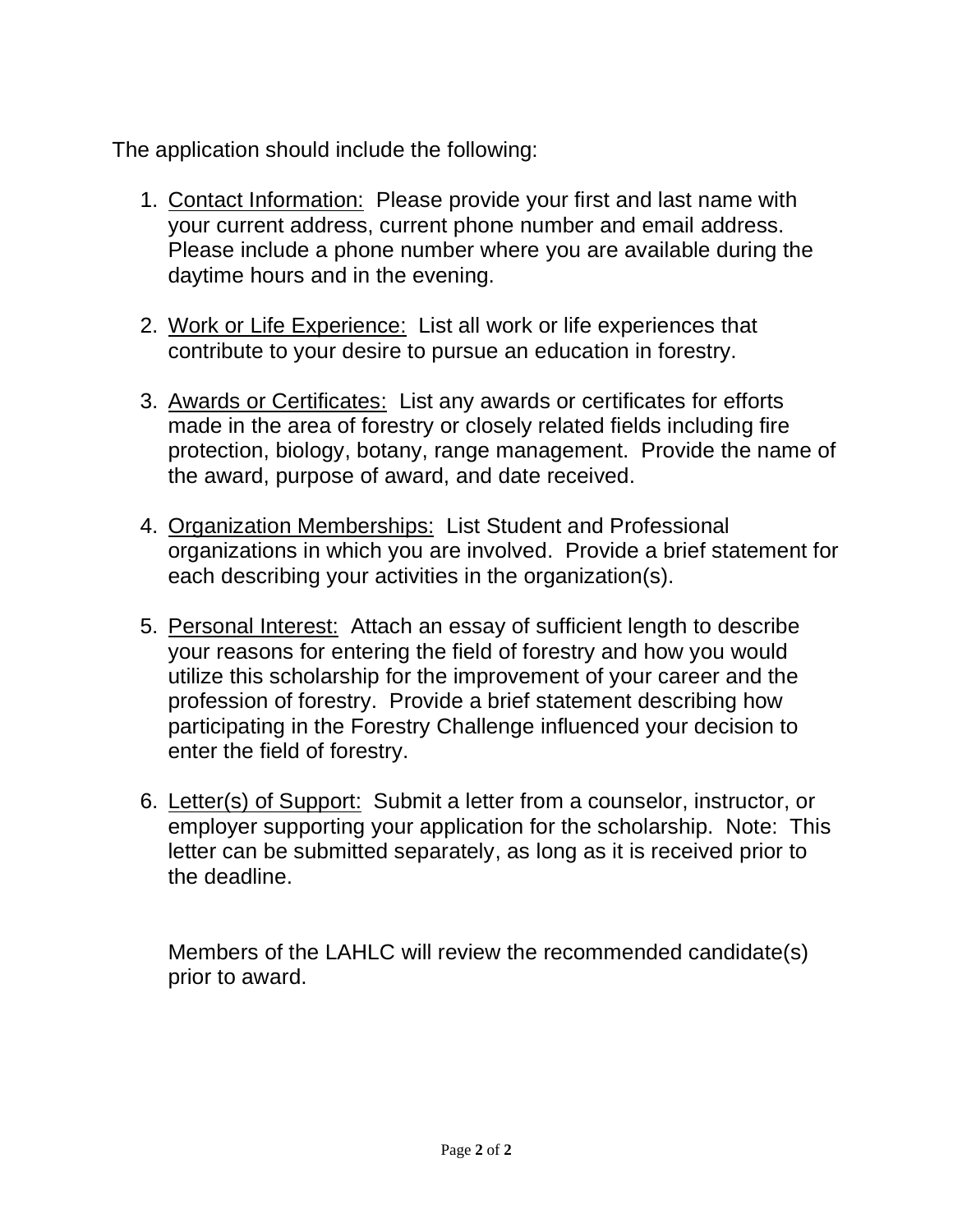The application should include the following:

1. Contact Information: Please provide your first and last name with your current address, current phone number and email address. Please include a phone number where you are available during the daytime hours and in the evening.

2. Work or Life Experience: List all work or life experiences that contribute to your desire to pursue an education in forestry.

3. Awards or Certificates: List any awards or certificates for efforts made in the area of forestry or closely related fields including fire protection, biology, botany, range management. Provide the name of the award, purpose of award, and date received.

4. Organization Memberships: List Student and Professional organizations in which you are involved. Provide a brief statement for each describing your activities in the organization(s).

5. Personal Interest: Attach an essay of sufficient length to describe your reasons for entering the field of forestry and how you would utilize this scholarship for the improvement of your career and the profession of forestry. Provide a brief statement describing how participating in the Forestry Challenge influenced your decision to enter the field of forestry.

6. Letter(s) of Support: Submit a letter from a counselor, instructor, or employer supporting your application for the scholarship. Note: This letter can be submitted separately, as long as it is received prior to the deadline.

Members of the LAHLC will review the recommended candidate(s) prior to award.